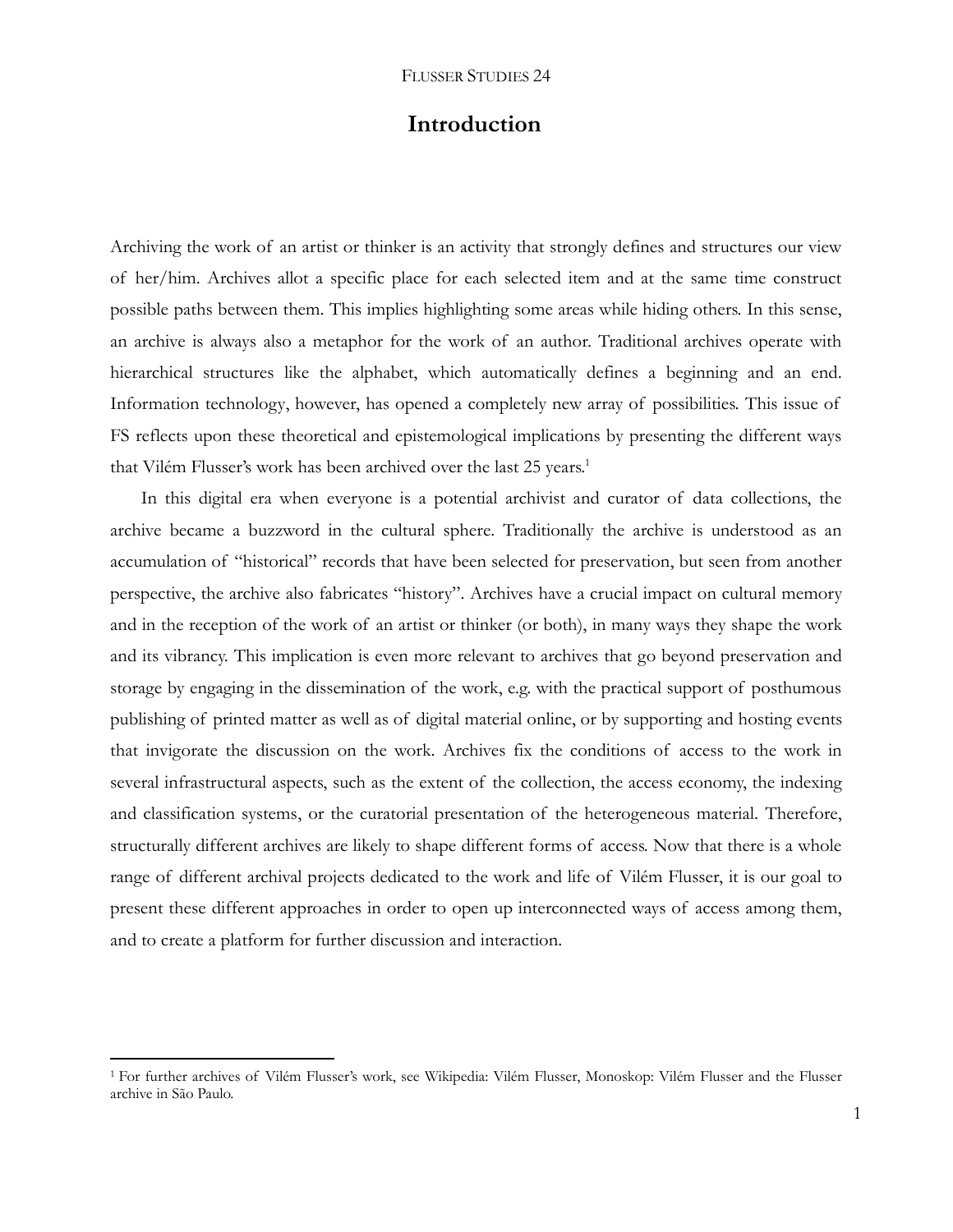# Introduction

Archiving the work of an artist or thinker is an activity that strongly defines and structures our view of her/him. Archives allot a specific place for each selected item and at the same time construct possible paths between them. This implies highlighting some areas while hiding others. In this sense, an archive is always also a metaphor for the work of an author. Traditional archives operate with hierarchical structures like the alphabet, which automatically defines a beginning and an end. Information technology, however, has opened a completely new array of possibilities. This issue of FS reflects upon these theoretical and epistemological implications by presenting the different ways that Vilém Flusser's work has been archived over the last 25 years.[1]

In this digital era when everyone is a potential archivist and curator of data collections, the archive became a buzzword in the cultural sphere. Traditionally the archive is understood as an accumulation of "historical" records that have been selected for preservation, but seen from another perspective, the archive also fabricates "history". Archives have a crucial impact on cultural memory and in the reception of the work of an artist or thinker (or both), in many ways they shape the work and its vibrancy. This implication is even more relevant to archives that go beyond preservation and storage by engaging in the dissemination of the work, e.g. with the practical support of posthumous publishing of printed matter as well as of digital material online, or by supporting and hosting events that invigorate the discussion on the work. Archives fix the conditions of access to the work in several infrastructural aspects, such as the extent of the collection, the access economy, the indexing and classification systems, or the curatorial presentation of the heterogeneous material. Therefore, structurally different archives are likely to shape different forms of access. Now that there is a whole range of different archival projects dedicated to the work and life of Vilém Flusser, it is our goal to present these different approaches in order to open up interconnected ways of access among them, and to create a platform for further discussion and interaction.

[1] For further archives of Vilém Flusser's work, see Wikipedia: Vilém Flusser, Monoskop: Vilém Flusser and the Flusser archive in São Paulo.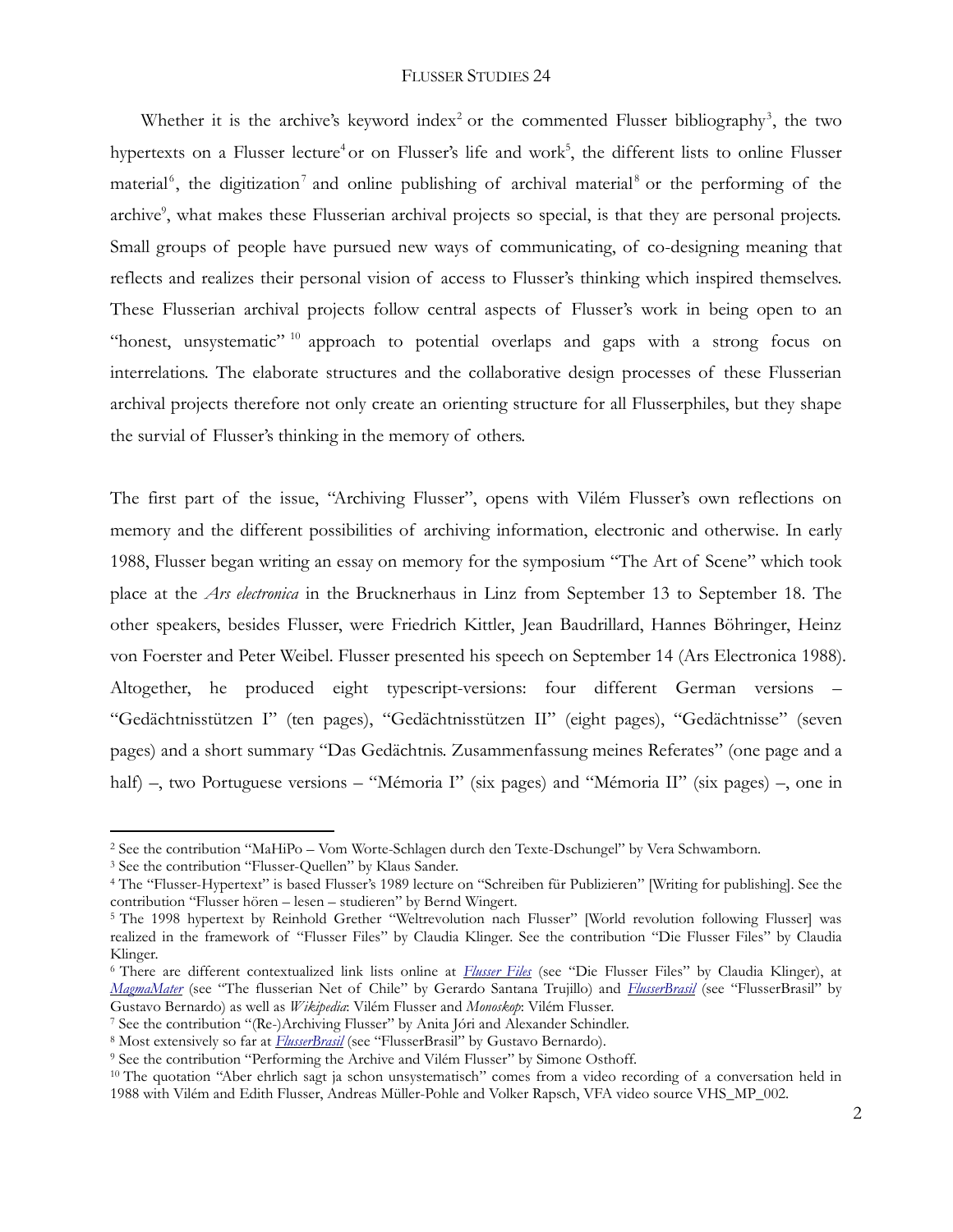Whether it is the archive's keyword index[2] or the commented Flusser bibliography[3], the two hypertexts on a Flusser lecture[4] or on Flusser's life and work[5], the different lists to online Flusser material[6], the digitization[7] and online publishing of archival material[8] or the performing of the archive[9], what makes these Flusserian archival projects so special, is that they are personal projects. Small groups of people have pursued new ways of communicating, of co-designing meaning that reflects and realizes their personal vision of access to Flusser's thinking which inspired themselves. These Flusserian archival projects follow central aspects of Flusser's work in being open to an "honest, unsystematic" [10] approach to potential overlaps and gaps with a strong focus on interrelations. The elaborate structures and the collaborative design processes of these Flusserian archival projects therefore not only create an orienting structure for all Flusserphiles, but they shape the survial of Flusser's thinking in the memory of others.

The first part of the issue, "Archiving Flusser", opens with Vilém Flusser's own reflections on memory and the different possibilities of archiving information, electronic and otherwise. In early 1988, Flusser began writing an essay on memory for the symposium "The Art of Scene" which took place at the *Ars electronica* in the Brucknerhaus in Linz from September 13 to September 18. The other speakers, besides Flusser, were Friedrich Kittler, Jean Baudrillard, Hannes Böhringer, Heinz von Foerster and Peter Weibel. Flusser presented his speech on September 14 (Ars Electronica 1988). Altogether, he produced eight typescript-versions: four different German versions – "Gedächtnisstützen I" (ten pages), "Gedächtnisstützen II" (eight pages), "Gedächtnisse" (seven pages) and a short summary "Das Gedächtnis. Zusammenfassung meines Referates" (one page and a half) –, two Portuguese versions – "Mémoria I" (six pages) and "Mémoria II" (six pages) –, one in

---

[2] See the contribution "MaHiPo – Vom Worte-Schlagen durch den Texte-Dschungel" by Vera Schwamborn.

[3] See the contribution "Flusser-Quellen" by Klaus Sander.

[4] The "Flusser-Hypertext" is based Flusser's 1989 lecture on "Schreiben für Publizieren" [Writing for publishing]. See the contribution "Flusser hören – lesen – studieren" by Bernd Wingert.

[5] The 1998 hypertext by Reinhold Grether "Weltrevolution nach Flusser" [World revolution following Flusser] was realized in the framework of "Flusser Files" by Claudia Klinger. See the contribution "Die Flusser Files" by Claudia Klinger.

[6] There are different contextualized link lists online at *Flusser Files* (see "Die Flusser Files" by Claudia Klinger), at *MagmaMater* (see "The flusserian Net of Chile" by Gerardo Santana Trujillo) and *FlusserBrasil* (see "FlusserBrasil" by Gustavo Bernardo) as well as *Wikipedia*: Vilém Flusser and *Monoskop*: Vilém Flusser.

[7] See the contribution "(Re-)Archiving Flusser" by Anita Jóri and Alexander Schindler.

[8] Most extensively so far at *FlusserBrasil* (see "FlusserBrasil" by Gustavo Bernardo).

[9] See the contribution "Performing the Archive and Vilém Flusser" by Simone Osthoff.

[10] The quotation "Aber ehrlich sagt ja schon unsystematisch" comes from a video recording of a conversation held in 1988 with Vilém and Edith Flusser, Andreas Müller-Pohle and Volker Rapsch, VFA video source VHS_MP_002.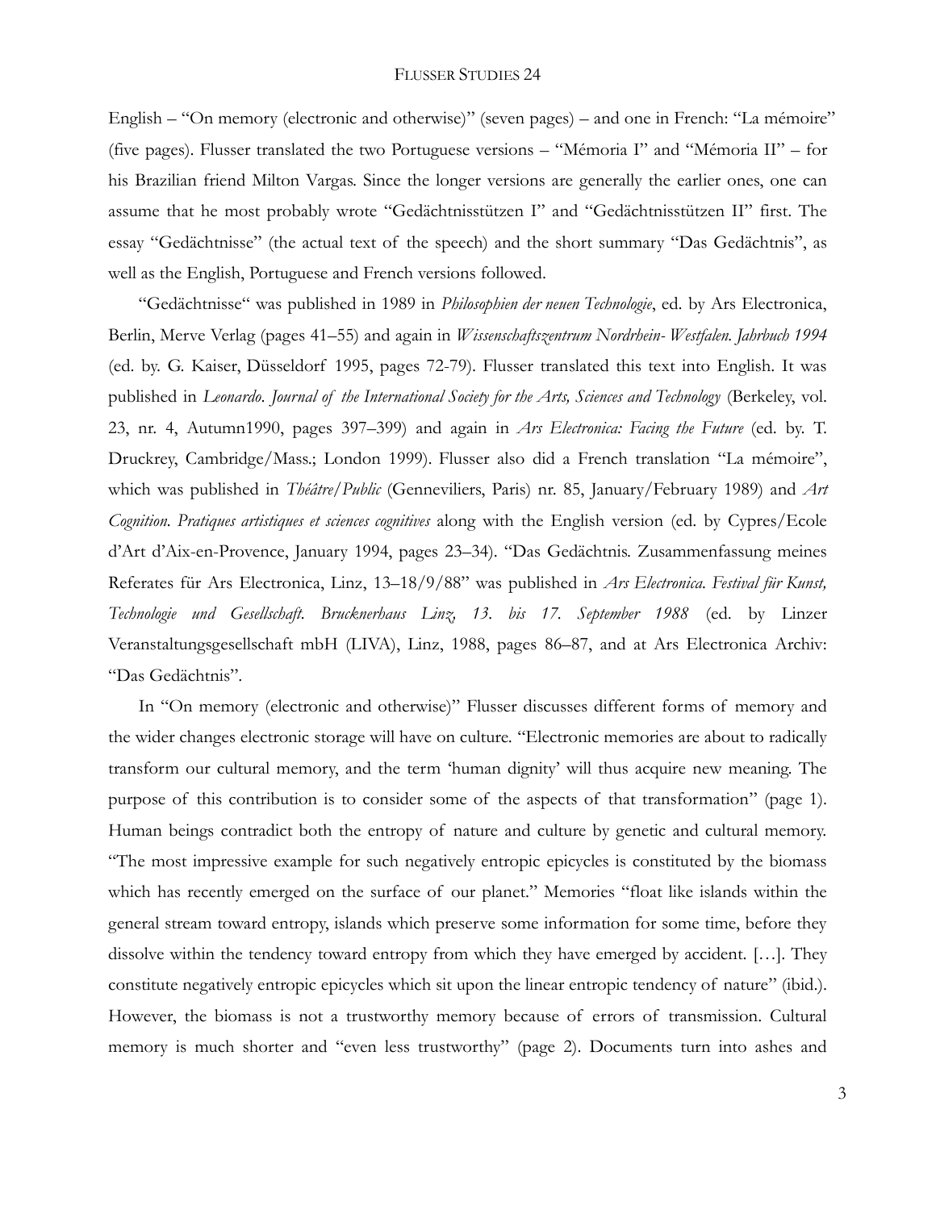English – "On memory (electronic and otherwise)" (seven pages) – and one in French: "La mémoire" (five pages). Flusser translated the two Portuguese versions – "Mémoria I" and "Mémoria II" – for his Brazilian friend Milton Vargas. Since the longer versions are generally the earlier ones, one can assume that he most probably wrote "Gedächtnisstützen I" and "Gedächtnisstützen II" first. The essay "Gedächtnisse" (the actual text of the speech) and the short summary "Das Gedächtnis", as well as the English, Portuguese and French versions followed.

"Gedächtnisse" was published in 1989 in *Philosophien der neuen Technologie*, ed. by Ars Electronica, Berlin, Merve Verlag (pages 41–55) and again in *Wissenschaftszentrum Nordrhein- Westfalen. Jahrbuch 1994* (ed. by. G. Kaiser, Düsseldorf 1995, pages 72-79). Flusser translated this text into English. It was published in *Leonardo. Journal of the International Society for the Arts, Sciences and Technology* (Berkeley, vol. 23, nr. 4, Autumn1990, pages 397–399) and again in *Ars Electronica: Facing the Future* (ed. by. T. Druckrey, Cambridge/Mass.; London 1999). Flusser also did a French translation "La mémoire", which was published in *Théâtre/Public* (Genneviliers, Paris) nr. 85, January/February 1989) and *Art Cognition. Pratiques artistiques et sciences cognitives* along with the English version (ed. by Cypres/Ecole d'Art d'Aix-en-Provence, January 1994, pages 23–34). "Das Gedächtnis. Zusammenfassung meines Referates für Ars Electronica, Linz, 13–18/9/88" was published in *Ars Electronica. Festival für Kunst, Technologie und Gesellschaft. Brucknerhaus Linz, 13. bis 17. September 1988* (ed. by Linzer Veranstaltungsgesellschaft mbH (LIVA), Linz, 1988, pages 86–87, and at Ars Electronica Archiv: "Das Gedächtnis".

In "On memory (electronic and otherwise)" Flusser discusses different forms of memory and the wider changes electronic storage will have on culture. "Electronic memories are about to radically transform our cultural memory, and the term 'human dignity' will thus acquire new meaning. The purpose of this contribution is to consider some of the aspects of that transformation" (page 1). Human beings contradict both the entropy of nature and culture by genetic and cultural memory. "The most impressive example for such negatively entropic epicycles is constituted by the biomass which has recently emerged on the surface of our planet." Memories "float like islands within the general stream toward entropy, islands which preserve some information for some time, before they dissolve within the tendency toward entropy from which they have emerged by accident. […]. They constitute negatively entropic epicycles which sit upon the linear entropic tendency of nature" (ibid.). However, the biomass is not a trustworthy memory because of errors of transmission. Cultural memory is much shorter and "even less trustworthy" (page 2). Documents turn into ashes and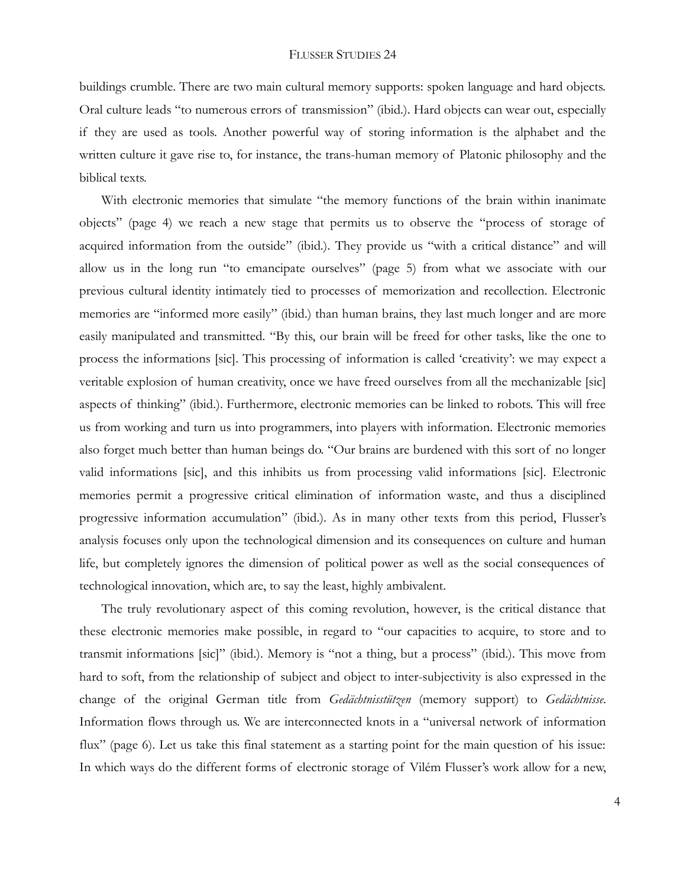buildings crumble. There are two main cultural memory supports: spoken language and hard objects. Oral culture leads "to numerous errors of transmission" (ibid.). Hard objects can wear out, especially if they are used as tools. Another powerful way of storing information is the alphabet and the written culture it gave rise to, for instance, the trans-human memory of Platonic philosophy and the biblical texts.

With electronic memories that simulate "the memory functions of the brain within inanimate objects" (page 4) we reach a new stage that permits us to observe the "process of storage of acquired information from the outside" (ibid.). They provide us "with a critical distance" and will allow us in the long run "to emancipate ourselves" (page 5) from what we associate with our previous cultural identity intimately tied to processes of memorization and recollection. Electronic memories are "informed more easily" (ibid.) than human brains, they last much longer and are more easily manipulated and transmitted. "By this, our brain will be freed for other tasks, like the one to process the informations [sic]. This processing of information is called 'creativity': we may expect a veritable explosion of human creativity, once we have freed ourselves from all the mechanizable [sic] aspects of thinking" (ibid.). Furthermore, electronic memories can be linked to robots. This will free us from working and turn us into programmers, into players with information. Electronic memories also forget much better than human beings do. "Our brains are burdened with this sort of no longer valid informations [sic], and this inhibits us from processing valid informations [sic]. Electronic memories permit a progressive critical elimination of information waste, and thus a disciplined progressive information accumulation" (ibid.). As in many other texts from this period, Flusser's analysis focuses only upon the technological dimension and its consequences on culture and human life, but completely ignores the dimension of political power as well as the social consequences of technological innovation, which are, to say the least, highly ambivalent.

The truly revolutionary aspect of this coming revolution, however, is the critical distance that these electronic memories make possible, in regard to "our capacities to acquire, to store and to transmit informations [sic]" (ibid.). Memory is "not a thing, but a process" (ibid.). This move from hard to soft, from the relationship of subject and object to inter-subjectivity is also expressed in the change of the original German title from *Gedächtnisstützen* (memory support) to *Gedächtnisse*. Information flows through us. We are interconnected knots in a "universal network of information flux" (page 6). Let us take this final statement as a starting point for the main question of his issue: In which ways do the different forms of electronic storage of Vilém Flusser's work allow for a new,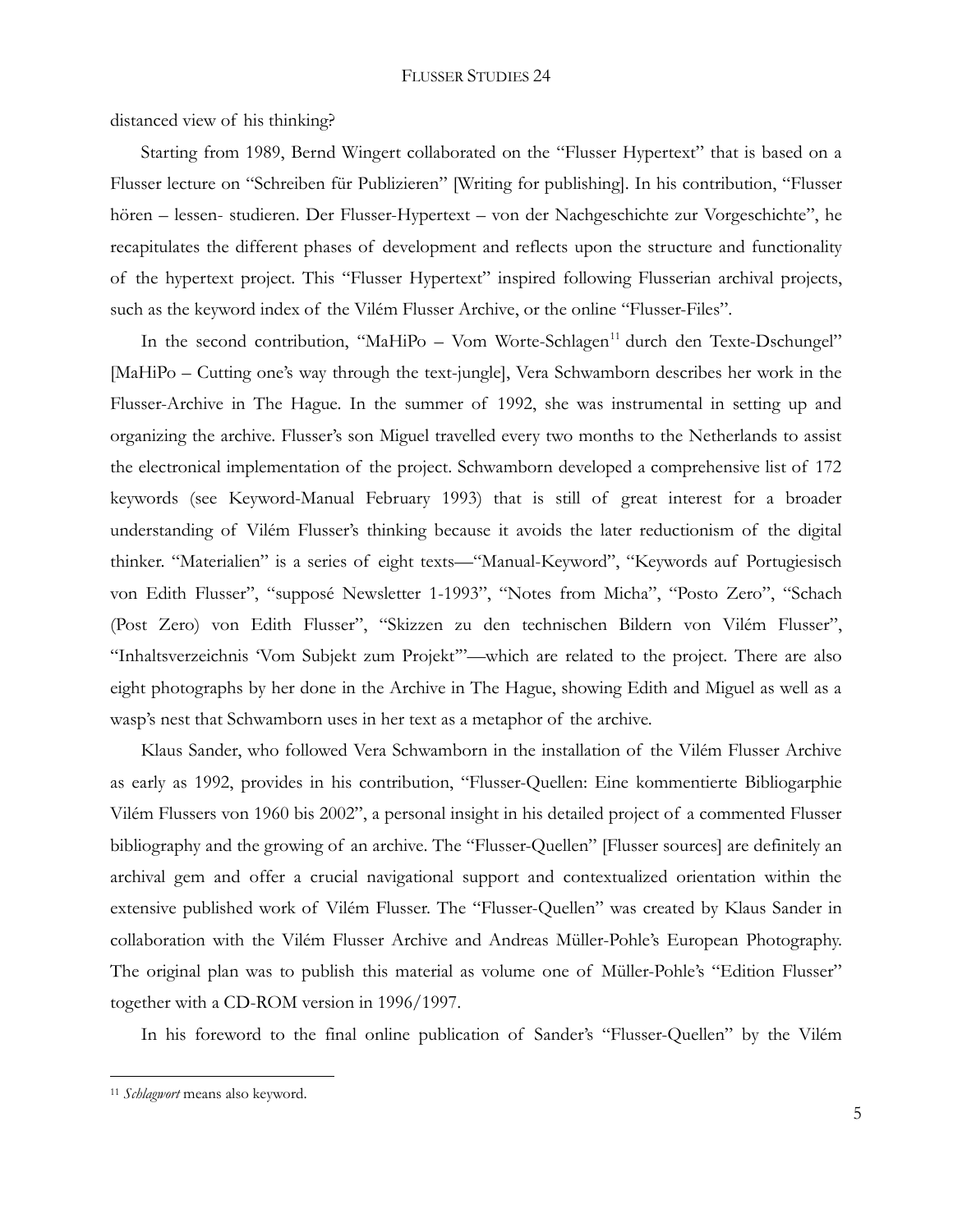distanced view of his thinking?

Starting from 1989, Bernd Wingert collaborated on the "Flusser Hypertext" that is based on a Flusser lecture on "Schreiben für Publizieren" [Writing for publishing]. In his contribution, "Flusser hören – lessen- studieren. Der Flusser-Hypertext – von der Nachgeschichte zur Vorgeschichte", he recapitulates the different phases of development and reflects upon the structure and functionality of the hypertext project. This "Flusser Hypertext" inspired following Flusserian archival projects, such as the keyword index of the Vilém Flusser Archive, or the online "Flusser-Files".

In the second contribution, "MaHiPo – Vom Worte-Schlagen[11] durch den Texte-Dschungel" [MaHiPo – Cutting one's way through the text-jungle], Vera Schwamborn describes her work in the Flusser-Archive in The Hague. In the summer of 1992, she was instrumental in setting up and organizing the archive. Flusser's son Miguel travelled every two months to the Netherlands to assist the electronical implementation of the project. Schwamborn developed a comprehensive list of 172 keywords (see Keyword-Manual February 1993) that is still of great interest for a broader understanding of Vilém Flusser's thinking because it avoids the later reductionism of the digital thinker. "Materialien" is a series of eight texts—"Manual-Keyword", "Keywords auf Portugiesisch von Edith Flusser", "supposé Newsletter 1-1993", "Notes from Micha", "Posto Zero", "Schach (Post Zero) von Edith Flusser", "Skizzen zu den technischen Bildern von Vilém Flusser", "Inhaltsverzeichnis 'Vom Subjekt zum Projekt'"—which are related to the project. There are also eight photographs by her done in the Archive in The Hague, showing Edith and Miguel as well as a wasp's nest that Schwamborn uses in her text as a metaphor of the archive.

Klaus Sander, who followed Vera Schwamborn in the installation of the Vilém Flusser Archive as early as 1992, provides in his contribution, "Flusser-Quellen: Eine kommentierte Bibliogarphie Vilém Flussers von 1960 bis 2002", a personal insight in his detailed project of a commented Flusser bibliography and the growing of an archive. The "Flusser-Quellen" [Flusser sources] are definitely an archival gem and offer a crucial navigational support and contextualized orientation within the extensive published work of Vilém Flusser. The "Flusser-Quellen" was created by Klaus Sander in collaboration with the Vilém Flusser Archive and Andreas Müller-Pohle's European Photography. The original plan was to publish this material as volume one of Müller-Pohle's "Edition Flusser" together with a CD-ROM version in 1996/1997.

In his foreword to the final online publication of Sander's "Flusser-Quellen" by the Vilém

---

[11] *Schlagwort* means also keyword.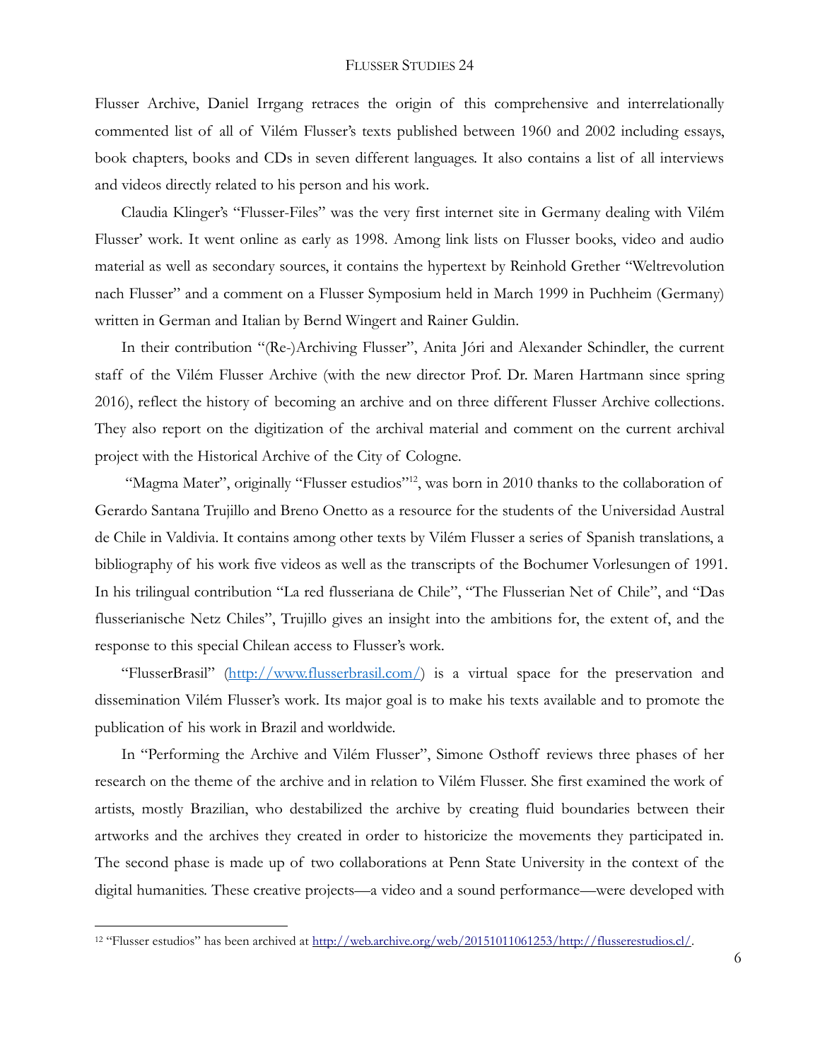Flusser Archive, Daniel Irrgang retraces the origin of this comprehensive and interrelationally commented list of all of Vilém Flusser's texts published between 1960 and 2002 including essays, book chapters, books and CDs in seven different languages. It also contains a list of all interviews and videos directly related to his person and his work.

Claudia Klinger's "Flusser-Files" was the very first internet site in Germany dealing with Vilém Flusser' work. It went online as early as 1998. Among link lists on Flusser books, video and audio material as well as secondary sources, it contains the hypertext by Reinhold Grether "Weltrevolution nach Flusser" and a comment on a Flusser Symposium held in March 1999 in Puchheim (Germany) written in German and Italian by Bernd Wingert and Rainer Guldin.

In their contribution "(Re-)Archiving Flusser", Anita Jóri and Alexander Schindler, the current staff of the Vilém Flusser Archive (with the new director Prof. Dr. Maren Hartmann since spring 2016), reflect the history of becoming an archive and on three different Flusser Archive collections. They also report on the digitization of the archival material and comment on the current archival project with the Historical Archive of the City of Cologne.

"Magma Mater", originally "Flusser estudios"[12], was born in 2010 thanks to the collaboration of Gerardo Santana Trujillo and Breno Onetto as a resource for the students of the Universidad Austral de Chile in Valdivia. It contains among other texts by Vilém Flusser a series of Spanish translations, a bibliography of his work five videos as well as the transcripts of the Bochumer Vorlesungen of 1991. In his trilingual contribution "La red flusseriana de Chile", "The Flusserian Net of Chile", and "Das flusserianische Netz Chiles", Trujillo gives an insight into the ambitions for, the extent of, and the response to this special Chilean access to Flusser's work.

"FlusserBrasil" (http://www.flusserbrasil.com/) is a virtual space for the preservation and dissemination Vilém Flusser's work. Its major goal is to make his texts available and to promote the publication of his work in Brazil and worldwide.

In "Performing the Archive and Vilém Flusser", Simone Osthoff reviews three phases of her research on the theme of the archive and in relation to Vilém Flusser. She first examined the work of artists, mostly Brazilian, who destabilized the archive by creating fluid boundaries between their artworks and the archives they created in order to historicize the movements they participated in. The second phase is made up of two collaborations at Penn State University in the context of the digital humanities. These creative projects—a video and a sound performance—were developed with

---

[12] "Flusser estudios" has been archived at http://web.archive.org/web/20151011061253/http://flusserestudios.cl/.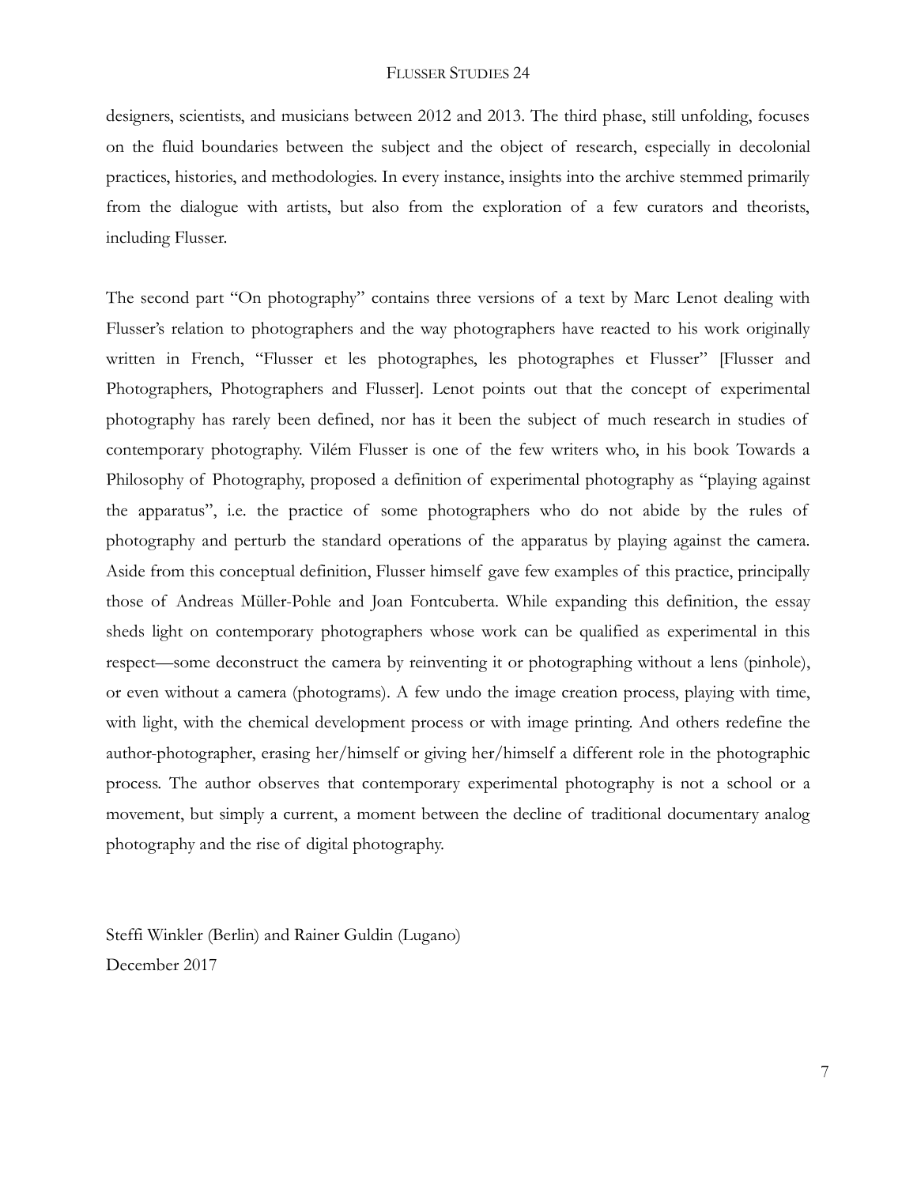designers, scientists, and musicians between 2012 and 2013. The third phase, still unfolding, focuses on the fluid boundaries between the subject and the object of research, especially in decolonial practices, histories, and methodologies. In every instance, insights into the archive stemmed primarily from the dialogue with artists, but also from the exploration of a few curators and theorists, including Flusser.

The second part "On photography" contains three versions of a text by Marc Lenot dealing with Flusser's relation to photographers and the way photographers have reacted to his work originally written in French, "Flusser et les photographes, les photographes et Flusser" [Flusser and Photographers, Photographers and Flusser]. Lenot points out that the concept of experimental photography has rarely been defined, nor has it been the subject of much research in studies of contemporary photography. Vilém Flusser is one of the few writers who, in his book Towards a Philosophy of Photography, proposed a definition of experimental photography as "playing against the apparatus", i.e. the practice of some photographers who do not abide by the rules of photography and perturb the standard operations of the apparatus by playing against the camera. Aside from this conceptual definition, Flusser himself gave few examples of this practice, principally those of Andreas Müller-Pohle and Joan Fontcuberta. While expanding this definition, the essay sheds light on contemporary photographers whose work can be qualified as experimental in this respect—some deconstruct the camera by reinventing it or photographing without a lens (pinhole), or even without a camera (photograms). A few undo the image creation process, playing with time, with light, with the chemical development process or with image printing. And others redefine the author-photographer, erasing her/himself or giving her/himself a different role in the photographic process. The author observes that contemporary experimental photography is not a school or a movement, but simply a current, a moment between the decline of traditional documentary analog photography and the rise of digital photography.

Steffi Winkler (Berlin) and Rainer Guldin (Lugano)
December 2017